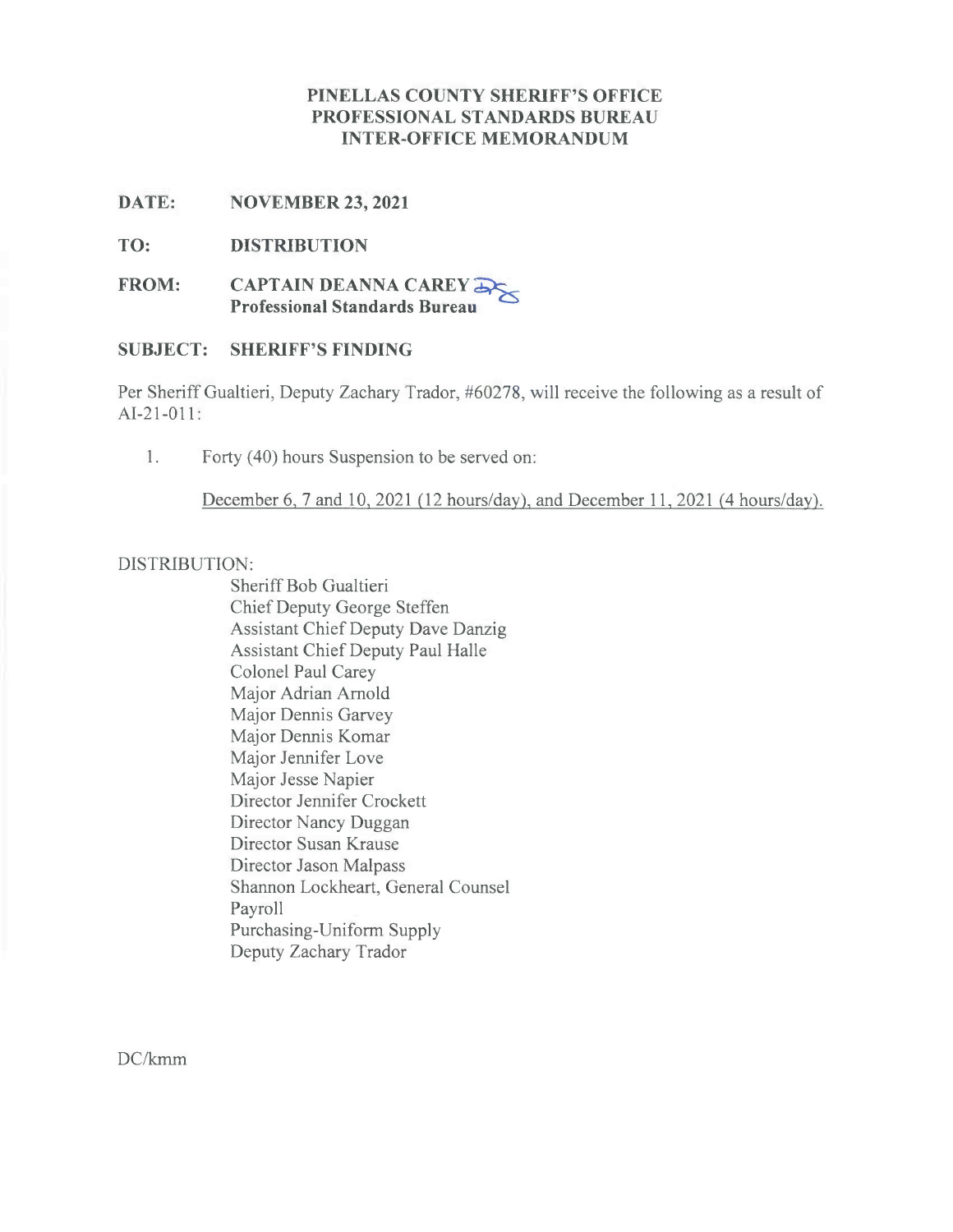**PINELLAS COUNTY SHERIFF'S OFFICE**
**PROFESSIONAL STANDARDS BUREAU**
**INTER-OFFICE MEMORANDUM**

**DATE:** **NOVEMBER 23, 2021**

**TO:** **DISTRIBUTION**

**FROM:** **CAPTAIN DEANNA CAREY**
**Professional Standards Bureau**

**SUBJECT:** **SHERIFF'S FINDING**

Per Sheriff Gualtieri, Deputy Zachary Trador, #60278, will receive the following as a result of AI-21-011:

1. Forty (40) hours Suspension to be served on:

   December 6, 7 and 10, 2021 (12 hours/day), and December 11, 2021 (4 hours/day).

DISTRIBUTION:

Sheriff Bob Gualtieri
Chief Deputy George Steffen
Assistant Chief Deputy Dave Danzig
Assistant Chief Deputy Paul Halle
Colonel Paul Carey
Major Adrian Arnold
Major Dennis Garvey
Major Dennis Komar
Major Jennifer Love
Major Jesse Napier
Director Jennifer Crockett
Director Nancy Duggan
Director Susan Krause
Director Jason Malpass
Shannon Lockheart, General Counsel
Payroll
Purchasing-Uniform Supply
Deputy Zachary Trador

DC/kmm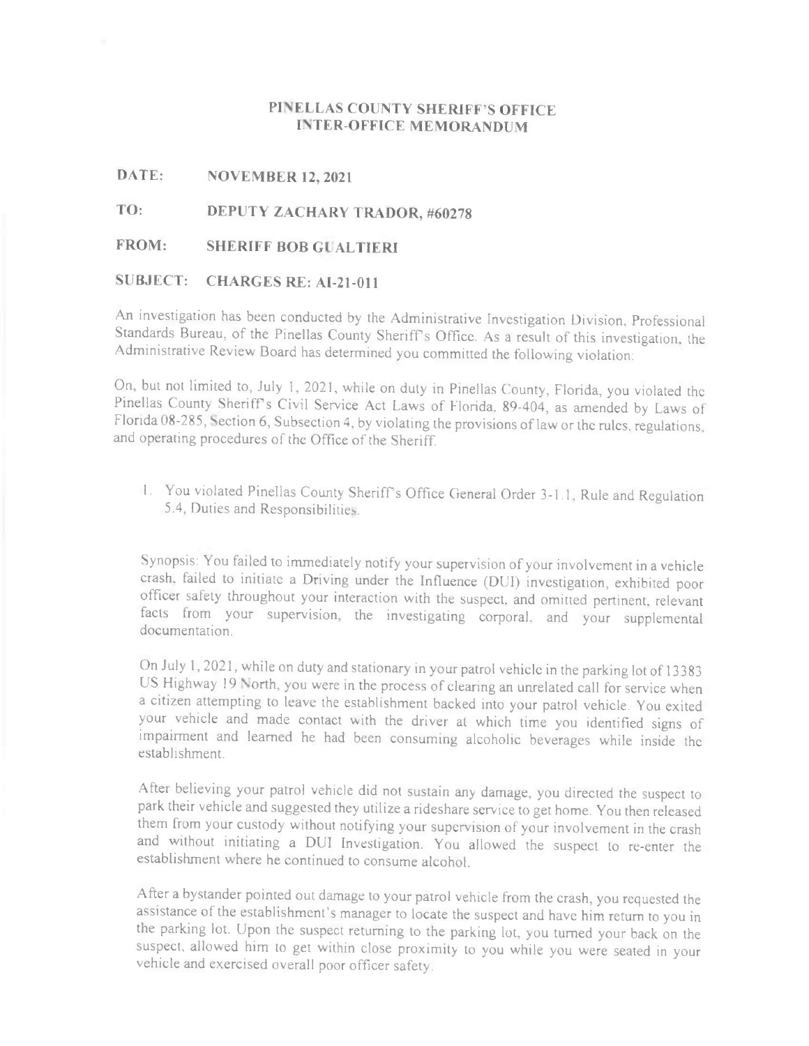# PINELLAS COUNTY SHERIFF'S OFFICE
## INTER-OFFICE MEMORANDUM

**DATE:** NOVEMBER 12, 2021

**TO:** DEPUTY ZACHARY TRADOR, #60278

**FROM:** SHERIFF BOB GUALTIERI

**SUBJECT:** CHARGES RE: AI-21-011

An investigation has been conducted by the Administrative Investigation Division, Professional Standards Bureau, of the Pinellas County Sheriff's Office. As a result of this investigation, the Administrative Review Board has determined you committed the following violation:

On, but not limited to, July 1, 2021, while on duty in Pinellas County, Florida, you violated the Pinellas County Sheriff's Civil Service Act Laws of Florida, 89-404, as amended by Laws of Florida 08-285, Section 6, Subsection 4, by violating the provisions of law or the rules, regulations, and operating procedures of the Office of the Sheriff.

1. You violated Pinellas County Sheriff's Office General Order 3-1.1, Rule and Regulation 5.4, Duties and Responsibilities.

Synopsis: You failed to immediately notify your supervision of your involvement in a vehicle crash, failed to initiate a Driving under the Influence (DUI) investigation, exhibited poor officer safety throughout your interaction with the suspect, and omitted pertinent, relevant facts from your supervision, the investigating corporal, and your supplemental documentation.

On July 1, 2021, while on duty and stationary in your patrol vehicle in the parking lot of 13383 US Highway 19 North, you were in the process of clearing an unrelated call for service when a citizen attempting to leave the establishment backed into your patrol vehicle. You exited your vehicle and made contact with the driver at which time you identified signs of impairment and learned he had been consuming alcoholic beverages while inside the establishment.

After believing your patrol vehicle did not sustain any damage, you directed the suspect to park their vehicle and suggested they utilize a rideshare service to get home. You then released them from your custody without notifying your supervision of your involvement in the crash and without initiating a DUI Investigation. You allowed the suspect to re-enter the establishment where he continued to consume alcohol.

After a bystander pointed out damage to your patrol vehicle from the crash, you requested the assistance of the establishment's manager to locate the suspect and have him return to you in the parking lot. Upon the suspect returning to the parking lot, you turned your back on the suspect, allowed him to get within close proximity to you while you were seated in your vehicle and exercised overall poor officer safety.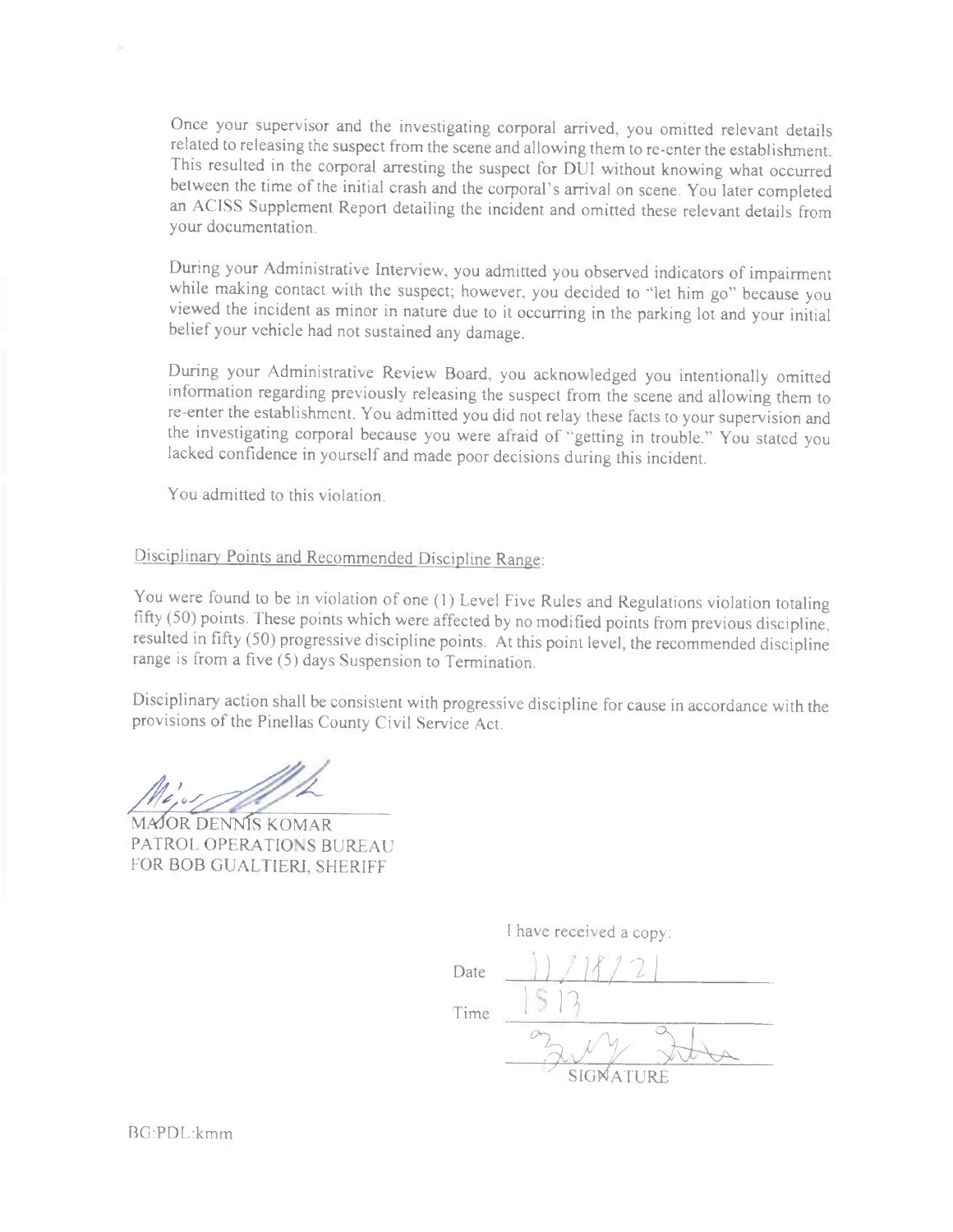Once your supervisor and the investigating corporal arrived, you omitted relevant details related to releasing the suspect from the scene and allowing them to re-enter the establishment. This resulted in the corporal arresting the suspect for DUI without knowing what occurred between the time of the initial crash and the corporal's arrival on scene. You later completed an ACISS Supplement Report detailing the incident and omitted these relevant details from your documentation.

During your Administrative Interview, you admitted you observed indicators of impairment while making contact with the suspect; however, you decided to "let him go" because you viewed the incident as minor in nature due to it occurring in the parking lot and your initial belief your vehicle had not sustained any damage.

During your Administrative Review Board, you acknowledged you intentionally omitted information regarding previously releasing the suspect from the scene and allowing them to re-enter the establishment. You admitted you did not relay these facts to your supervision and the investigating corporal because you were afraid of "getting in trouble." You stated you lacked confidence in yourself and made poor decisions during this incident.

You admitted to this violation.

Disciplinary Points and Recommended Discipline Range:

You were found to be in violation of one (1) Level Five Rules and Regulations violation totaling fifty (50) points. These points which were affected by no modified points from previous discipline, resulted in fifty (50) progressive discipline points. At this point level, the recommended discipline range is from a five (5) days Suspension to Termination.

Disciplinary action shall be consistent with progressive discipline for cause in accordance with the provisions of the Pinellas County Civil Service Act.

MAJOR DENNIS KOMAR
PATROL OPERATIONS BUREAU
FOR BOB GUALTIERI, SHERIFF

I have received a copy:

Date 11/18/21

Time 1513

SIGNATURE

BG:PDL:kmm